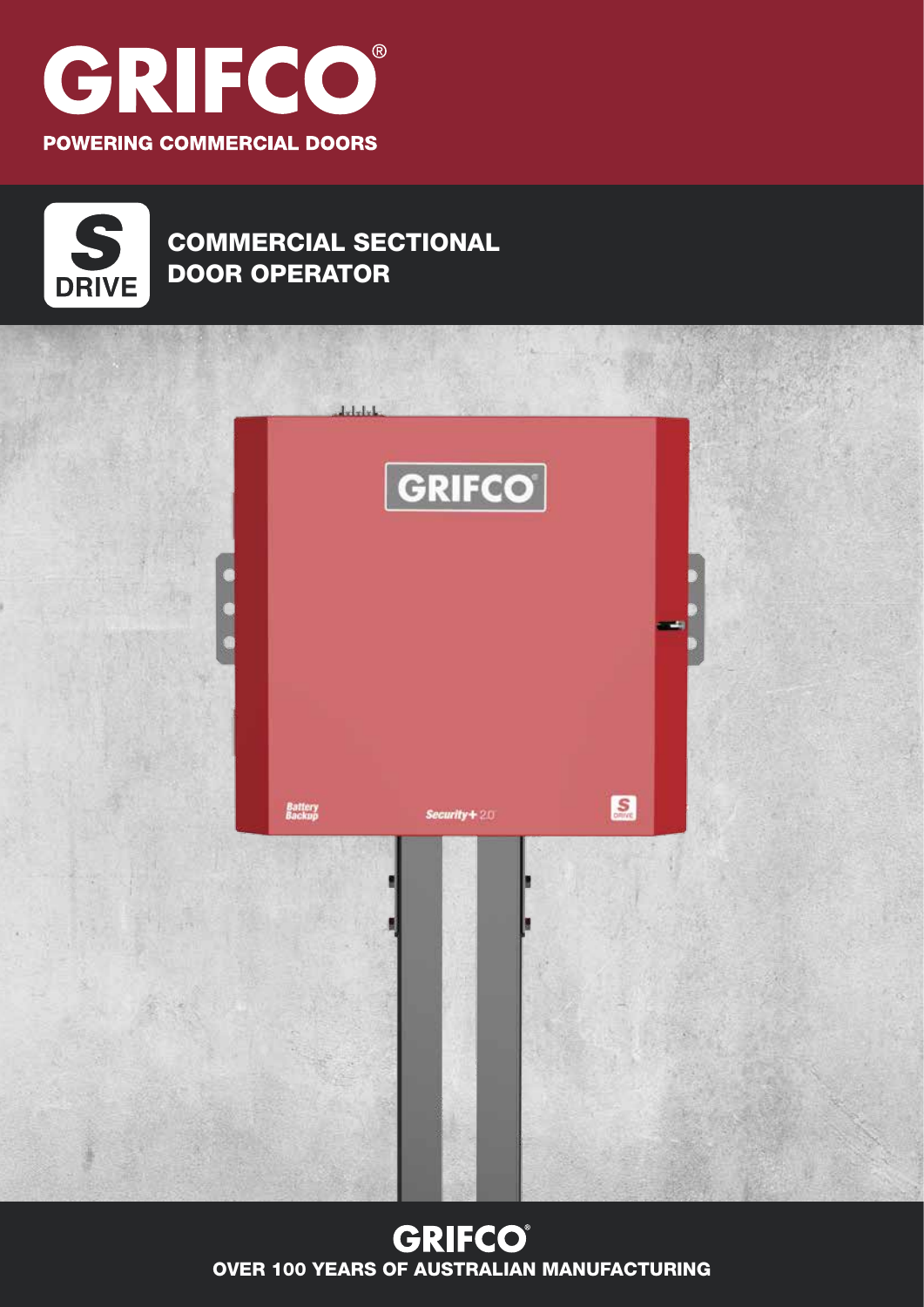# GRIFCO®

**POWERING COMMERCIAL DOORS**

S DRIVE

## COMMERCIAL SECTIONAL DOOR OPERATOR

GRIFCO®

**OVER 100 YEARS OF AUSTRALIAN MANUFACTURING**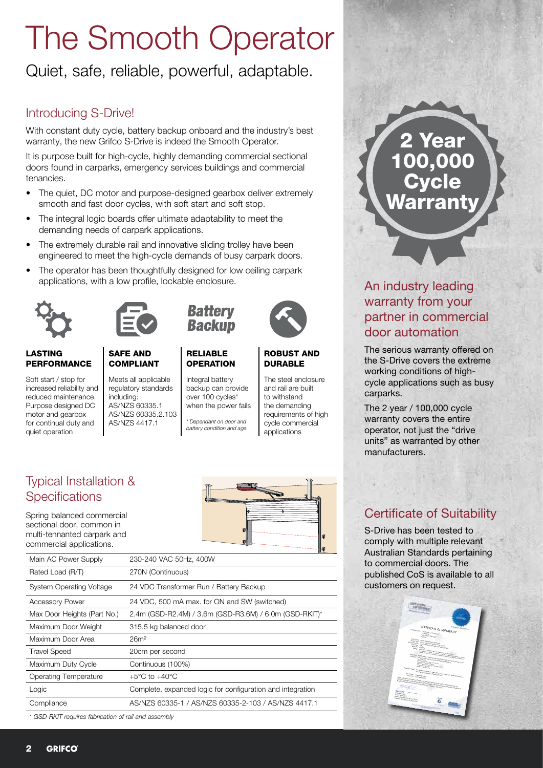# The Smooth Operator

Quiet, safe, reliable, powerful, adaptable.

## Introducing S-Drive!

With constant duty cycle, battery backup onboard and the industry's best warranty, the new Grifco S-Drive is indeed the Smooth Operator.

It is purpose built for high-cycle, highly demanding commercial sectional doors found in carparks, emergency services buildings and commercial tenancies.

- The quiet, DC motor and purpose-designed gearbox deliver extremely smooth and fast door cycles, with soft start and soft stop.
- The integral logic boards offer ultimate adaptability to meet the demanding needs of carpark applications.
- The extremely durable rail and innovative sliding trolley have been engineered to meet the high-cycle demands of busy carpark doors.
- The operator has been thoughtfully designed for low ceiling carpark applications, with a low profile, lockable enclosure.

**LASTING PERFORMANCE**

Soft start / stop for increased reliability and reduced maintenance. Purpose designed DC motor and gearbox for continual duty and quiet operation

**SAFE AND COMPLIANT**

Meets all applicable regulatory standards including:
AS/NZS 60335.1
AS/NZS 60335.2.103
AS/NZS 4417.1

*Battery Backup*

**RELIABLE OPERATION**

Integral battery backup can provide over 100 cycles* when the power fails

*\* Dependant on door and battery condition and age.*

**ROBUST AND DURABLE**

The steel enclosure and rail are built to withstand the demanding requirements of high cycle commercial applications

## Typical Installation & Specifications

Spring balanced commercial sectional door, common in multi-tennanted carpark and commercial applications.

| | |
|---|---|
| Main AC Power Supply | 230-240 VAC 50Hz, 400W |
| Rated Load (R/T) | 270N (Continuous) |
| System Operating Voltage | 24 VDC Transformer Run / Battery Backup |
| Accessory Power | 24 VDC, 500 mA max. for ON and SW (switched) |
| Max Door Heights (Part No.) | 2.4m (GSD-R2.4M) / 3.6m (GSD-R3.6M) / 6.0m (GSD-RKIT)* |
| Maximum Door Weight | 315.5 kg balanced door |
| Maximum Door Area | 26m² |
| Travel Speed | 20cm per second |
| Maximum Duty Cycle | Continuous (100%) |
| Operating Temperature | +5°C to +40°C |
| Logic | Complete, expanded logic for configuration and integration |
| Compliance | AS/NZS 60335-1 / AS/NZS 60335-2-103 / AS/NZS 4417.1 |

*\* GSD-RKIT requires fabrication of rail and assembly*

**2 Year 100,000 Cycle Warranty**

## An industry leading warranty from your partner in commercial door automation

The serious warranty offered on the S-Drive covers the extreme working conditions of high-cycle applications such as busy carparks.

The 2 year / 100,000 cycle warranty covers the entire operator, not just the "drive units" as warranted by other manufacturers.

## Certificate of Suitability

S-Drive has been tested to comply with multiple relevant Australian Standards pertaining to commercial doors. The published CoS is available to all customers on request.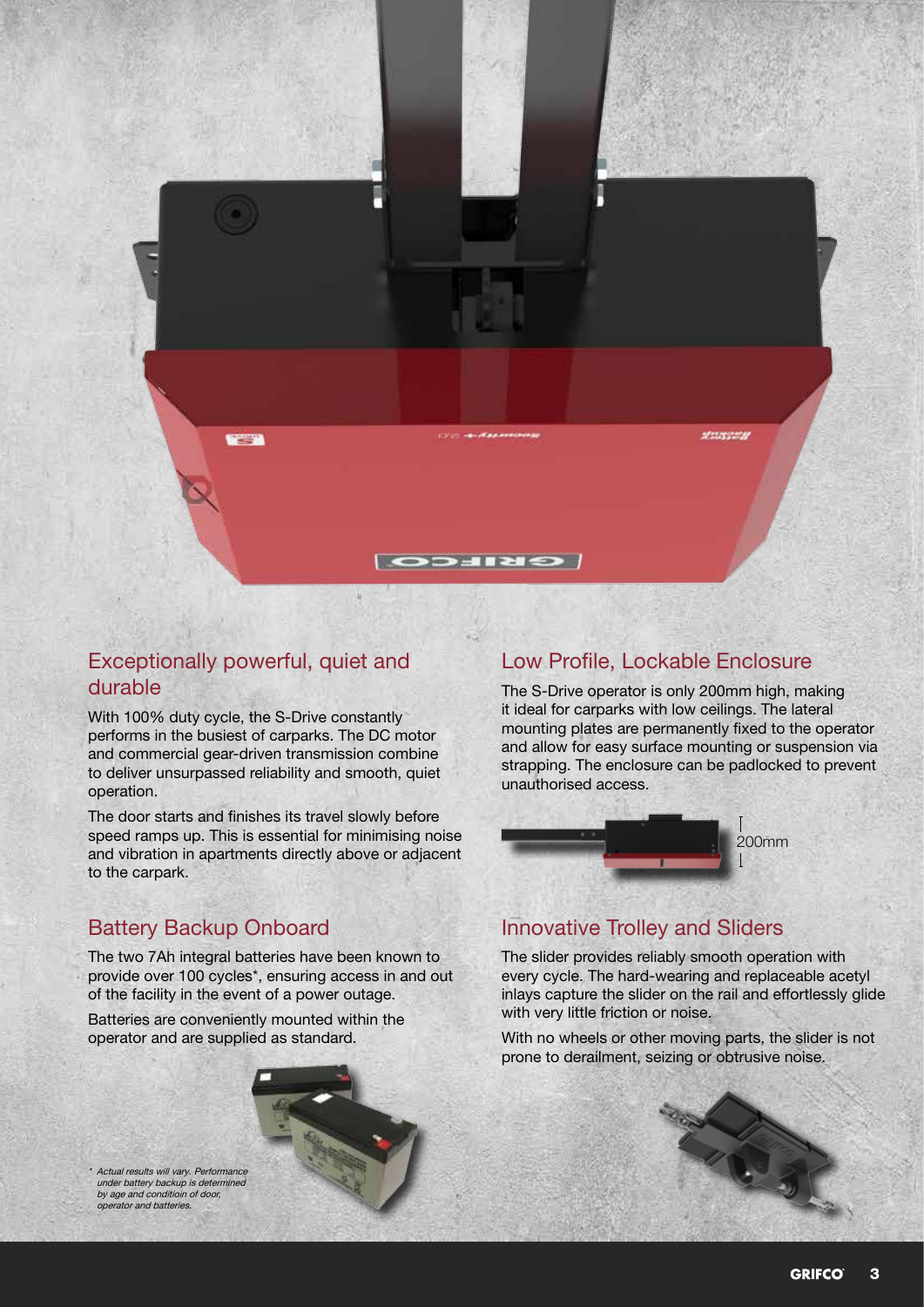## Exceptionally powerful, quiet and durable

With 100% duty cycle, the S-Drive constantly performs in the busiest of carparks. The DC motor and commercial gear-driven transmission combine to deliver unsurpassed reliability and smooth, quiet operation.

The door starts and finishes its travel slowly before speed ramps up. This is essential for minimising noise and vibration in apartments directly above or adjacent to the carpark.

## Battery Backup Onboard

The two 7Ah integral batteries have been known to provide over 100 cycles*, ensuring access in and out of the facility in the event of a power outage.

Batteries are conveniently mounted within the operator and are supplied as standard.

*\* Actual results will vary. Performance under battery backup is determined by age and conditioin of door, operator and batteries.*

## Low Profile, Lockable Enclosure

The S-Drive operator is only 200mm high, making it ideal for carparks with low ceilings. The lateral mounting plates are permanently fixed to the operator and allow for easy surface mounting or suspension via strapping. The enclosure can be padlocked to prevent unauthorised access.

200mm

## Innovative Trolley and Sliders

The slider provides reliably smooth operation with every cycle. The hard-wearing and replaceable acetyl inlays capture the slider on the rail and effortlessly glide with very little friction or noise.

With no wheels or other moving parts, the slider is not prone to derailment, seizing or obtrusive noise.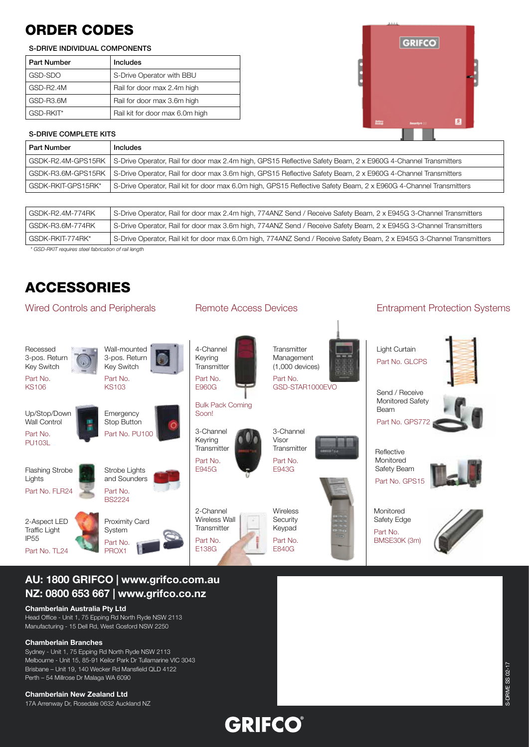# ORDER CODES

### S-DRIVE INDIVIDUAL COMPONENTS

| Part Number | Includes |
|---|---|
| GSD-SDO | S-Drive Operator with BBU |
| GSD-R2.4M | Rail for door max 2.4m high |
| GSD-R3.6M | Rail for door max 3.6m high |
| GSD-RKIT* | Rail kit for door max 6.0m high |

### S-DRIVE COMPLETE KITS

| Part Number | Includes |
|---|---|
| GSDK-R2.4M-GPS15RK | S-Drive Operator, Rail for door max 2.4m high, GPS15 Reflective Safety Beam, 2 x E960G 4-Channel Transmitters |
| GSDK-R3.6M-GPS15RK | S-Drive Operator, Rail for door max 3.6m high, GPS15 Reflective Safety Beam, 2 x E960G 4-Channel Transmitters |
| GSDK-RKIT-GPS15RK* | S-Drive Operator, Rail kit for door max 6.0m high, GPS15 Reflective Safety Beam, 2 x E960G 4-Channel Transmitters |

| | |
|---|---|
| GSDK-R2.4M-774RK | S-Drive Operator, Rail for door max 2.4m high, 774ANZ Send / Receive Safety Beam, 2 x E945G 3-Channel Transmitters |
| GSDK-R3.6M-774RK | S-Drive Operator, Rail for door max 3.6m high, 774ANZ Send / Receive Safety Beam, 2 x E945G 3-Channel Transmitters |
| GSDK-RKIT-774RK* | S-Drive Operator, Rail kit for door max 6.0m high, 774ANZ Send / Receive Safety Beam, 2 x E945G 3-Channel Transmitters |

*\* GSD-RKIT requires steel fabrication of rail length*

# ACCESSORIES

## Wired Controls and Peripherals

Recessed 3-pos. Return Key Switch
Part No. KS106

Wall-mounted 3-pos. Return Key Switch
Part No. KS103

Up/Stop/Down Wall Control
Part No. PU103L

Emergency Stop Button
Part No. PU100

Flashing Strobe Lights
Part No. FLR24

Strobe Lights and Sounders
Part No. BS2224

2-Aspect LED Traffic Light IP55
Part No. TL24

Proximity Card System
Part No. PROX1

## Remote Access Devices

4-Channel Keyring Transmitter
Part No. E960G

Bulk Pack Coming Soon!

Transmitter Management (1,000 devices)
Part No. GSD-STAR1000EVO

3-Channel Keyring Transmitter
Part No. E945G

3-Channel Visor Transmitter
Part No. E943G

2-Channel Wireless Wall Transmitter
Part No. E138G

Wireless Security Keypad
Part No. E840G

## Entrapment Protection Systems

Light Curtain
Part No. GLCPS

Send / Receive Monitored Safety Beam
Part No. GPS772

Reflective Monitored Safety Beam
Part No. GPS15

Monitored Safety Edge
Part No. BMSE30K (3m)

**AU: 1800 GRIFCO | www.grifco.com.au**
**NZ: 0800 653 667 | www.grifco.co.nz**

**Chamberlain Australia Pty Ltd**
Head Office - Unit 1, 75 Epping Rd North Ryde NSW 2113
Manufacturing - 15 Dell Rd, West Gosford NSW 2250

**Chamberlain Branches**
Sydney - Unit 1, 75 Epping Rd North Ryde NSW 2113
Melbourne - Unit 15, 85-91 Keilor Park Dr Tullamarine VIC 3043
Brisbane – Unit 19, 140 Wecker Rd Mansfield QLD 4122
Perth – 54 Millrose Dr Malaga WA 6090

**Chamberlain New Zealand Ltd**
17A Arrenway Dr, Rosedale 0632 Auckland NZ

GRIFCO®

S-DRIVE SS 02-17